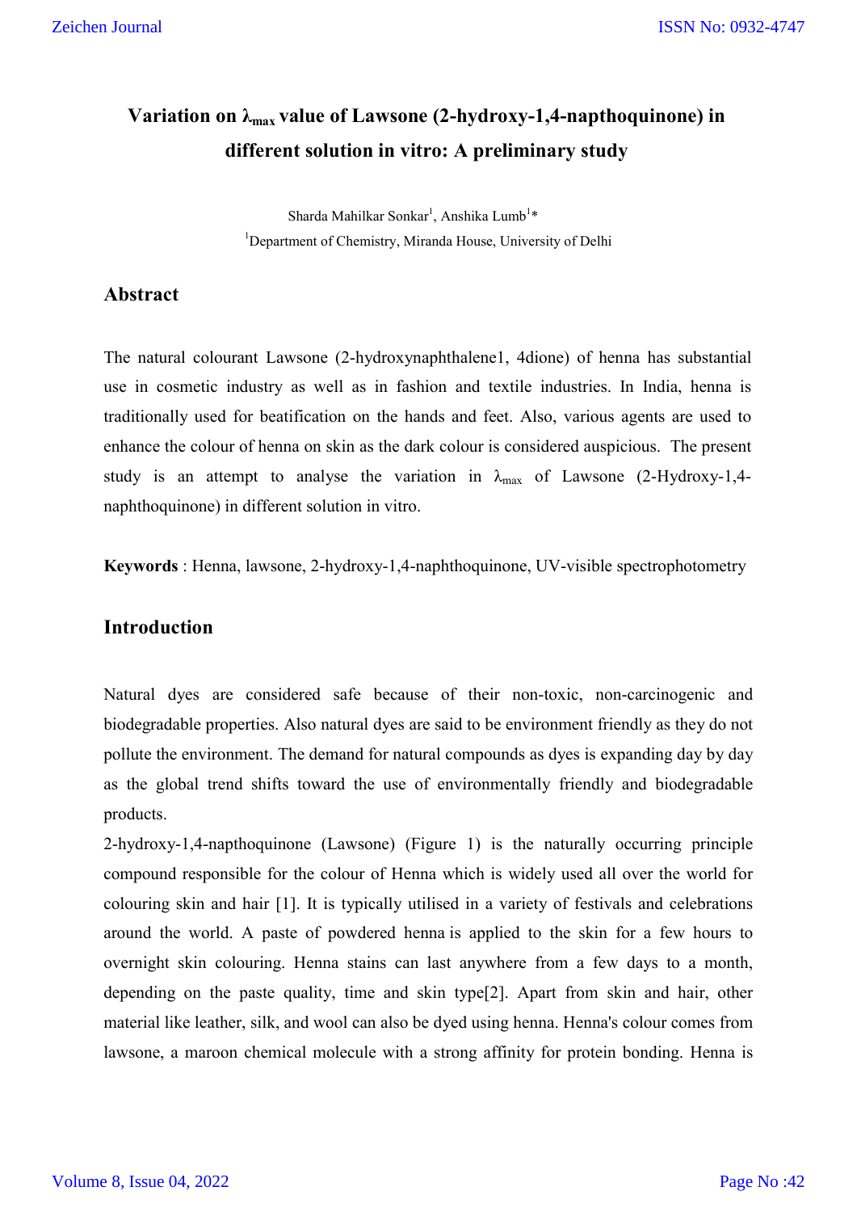# Variation on $\lambda_{max}$ value of Lawsone (2-hydroxy-1,4-napthoquinone) in different solution in vitro: A preliminary study

Sharda Mahilkar Sonkar[1], Anshika Lumb[1]*

[1]Department of Chemistry, Miranda House, University of Delhi

## Abstract

The natural colourant Lawsone (2-hydroxynaphthalene1, 4dione) of henna has substantial use in cosmetic industry as well as in fashion and textile industries. In India, henna is traditionally used for beatification on the hands and feet. Also, various agents are used to enhance the colour of henna on skin as the dark colour is considered auspicious. The present study is an attempt to analyse the variation in $\lambda_{max}$ of Lawsone (2-Hydroxy-1,4-naphthoquinone) in different solution in vitro.

**Keywords** : Henna, lawsone, 2-hydroxy-1,4-naphthoquinone, UV-visible spectrophotometry

## Introduction

Natural dyes are considered safe because of their non-toxic, non-carcinogenic and biodegradable properties. Also natural dyes are said to be environment friendly as they do not pollute the environment. The demand for natural compounds as dyes is expanding day by day as the global trend shifts toward the use of environmentally friendly and biodegradable products.

2-hydroxy-1,4-napthoquinone (Lawsone) (Figure 1) is the naturally occurring principle compound responsible for the colour of Henna which is widely used all over the world for colouring skin and hair [1]. It is typically utilised in a variety of festivals and celebrations around the world. A paste of powdered henna is applied to the skin for a few hours to overnight skin colouring. Henna stains can last anywhere from a few days to a month, depending on the paste quality, time and skin type[2]. Apart from skin and hair, other material like leather, silk, and wool can also be dyed using henna. Henna's colour comes from lawsone, a maroon chemical molecule with a strong affinity for protein bonding. Henna is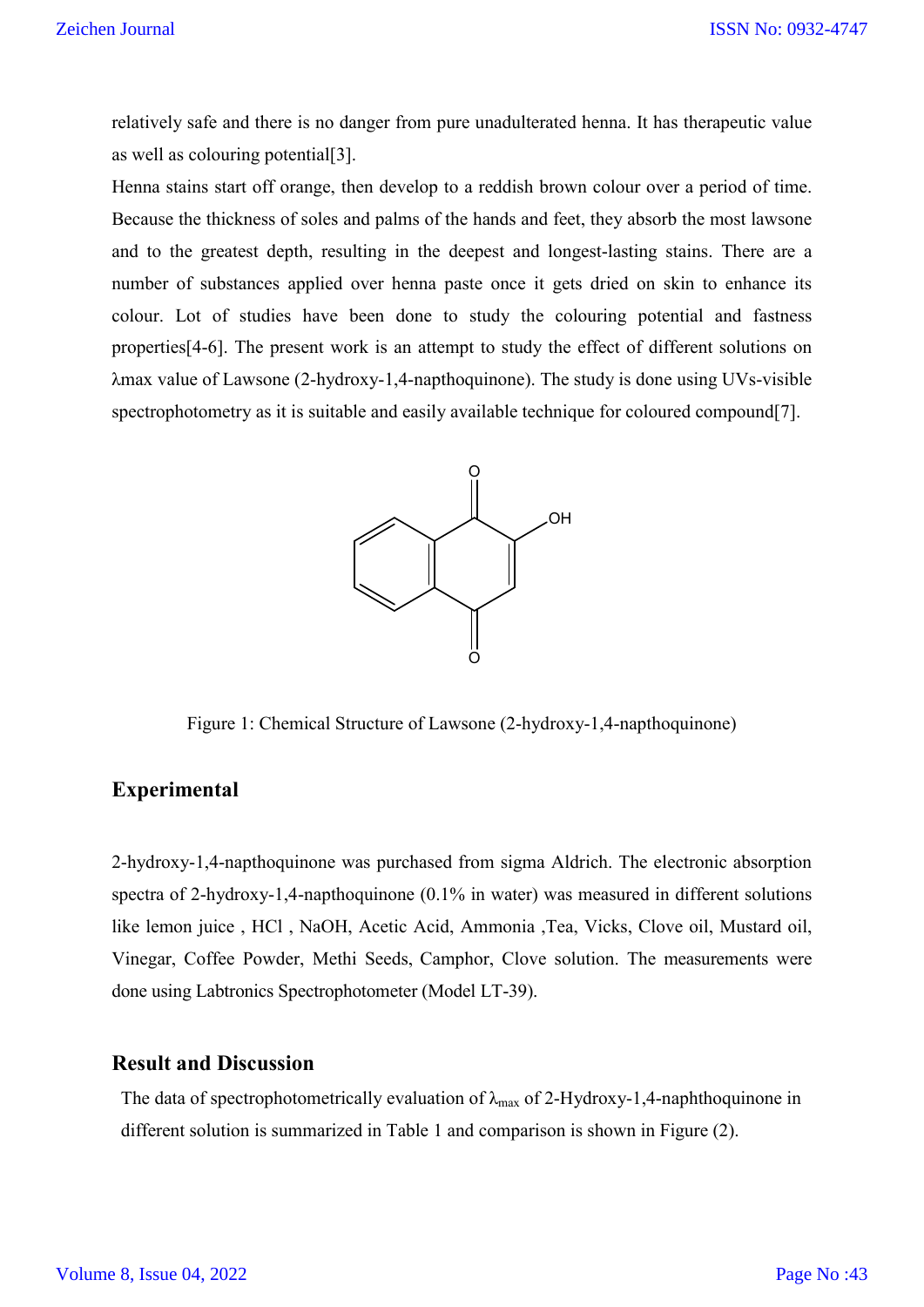relatively safe and there is no danger from pure unadulterated henna. It has therapeutic value as well as colouring potential[3].

Henna stains start off orange, then develop to a reddish brown colour over a period of time. Because the thickness of soles and palms of the hands and feet, they absorb the most lawsone and to the greatest depth, resulting in the deepest and longest-lasting stains. There are a number of substances applied over henna paste once it gets dried on skin to enhance its colour. Lot of studies have been done to study the colouring potential and fastness properties[4-6]. The present work is an attempt to study the effect of different solutions on λmax value of Lawsone (2-hydroxy-1,4-napthoquinone). The study is done using UVs-visible spectrophotometry as it is suitable and easily available technique for coloured compound[7].

Figure 1: Chemical Structure of Lawsone (2-hydroxy-1,4-napthoquinone)

## Experimental

2-hydroxy-1,4-napthoquinone was purchased from sigma Aldrich. The electronic absorption spectra of 2-hydroxy-1,4-napthoquinone (0.1% in water) was measured in different solutions like lemon juice , HCl , NaOH, Acetic Acid, Ammonia ,Tea, Vicks, Clove oil, Mustard oil, Vinegar, Coffee Powder, Methi Seeds, Camphor, Clove solution. The measurements were done using Labtronics Spectrophotometer (Model LT-39).

## Result and Discussion

The data of spectrophotometrically evaluation of $\lambda_{max}$ of 2-Hydroxy-1,4-naphthoquinone in different solution is summarized in Table 1 and comparison is shown in Figure (2).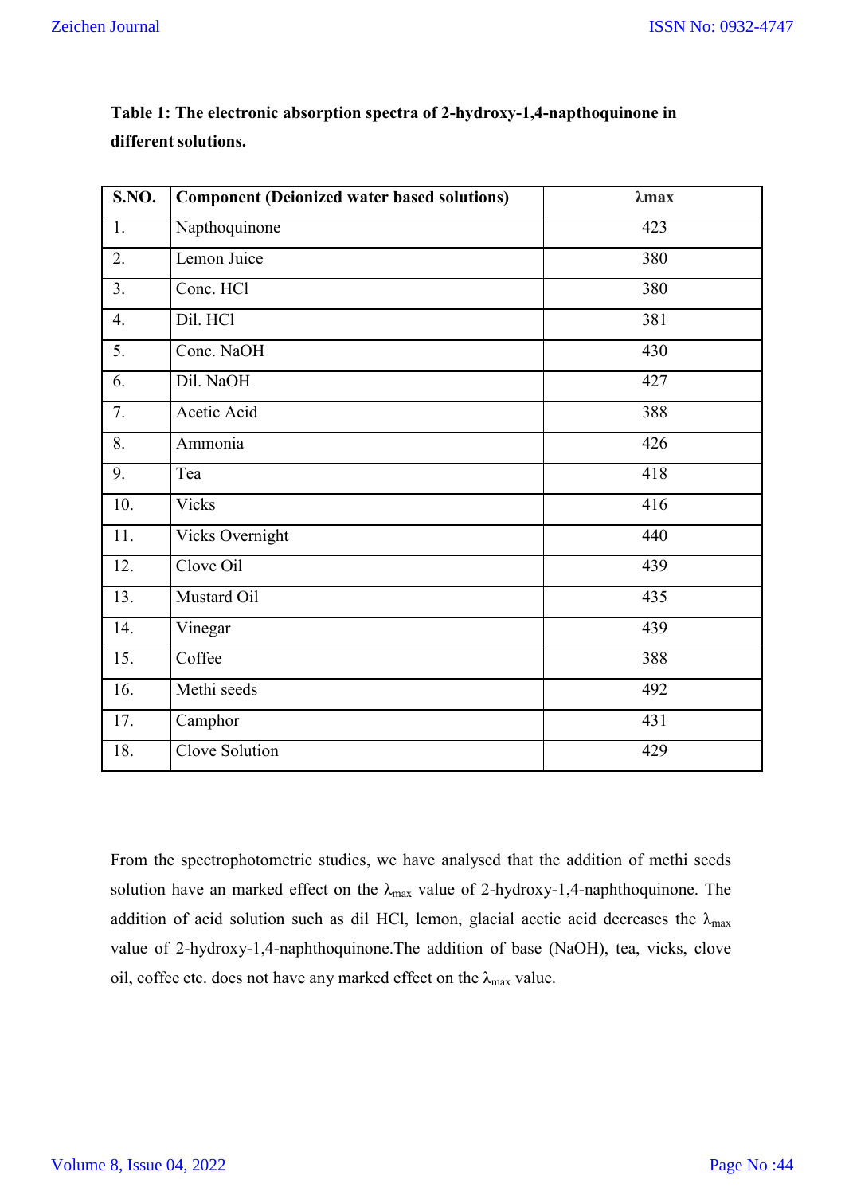**Table 1: The electronic absorption spectra of 2-hydroxy-1,4-napthoquinone in different solutions.**

| S.NO. | Component (Deionized water based solutions) | λmax |
|---|---|---|
| 1. | Napthoquinone | 423 |
| 2. | Lemon Juice | 380 |
| 3. | Conc. HCl | 380 |
| 4. | Dil. HCl | 381 |
| 5. | Conc. NaOH | 430 |
| 6. | Dil. NaOH | 427 |
| 7. | Acetic Acid | 388 |
| 8. | Ammonia | 426 |
| 9. | Tea | 418 |
| 10. | Vicks | 416 |
| 11. | Vicks Overnight | 440 |
| 12. | Clove Oil | 439 |
| 13. | Mustard Oil | 435 |
| 14. | Vinegar | 439 |
| 15. | Coffee | 388 |
| 16. | Methi seeds | 492 |
| 17. | Camphor | 431 |
| 18. | Clove Solution | 429 |

From the spectrophotometric studies, we have analysed that the addition of methi seeds solution have an marked effect on the $\lambda_{max}$ value of 2-hydroxy-1,4-naphthoquinone. The addition of acid solution such as dil HCl, lemon, glacial acetic acid decreases the $\lambda_{max}$ value of 2-hydroxy-1,4-naphthoquinone.The addition of base (NaOH), tea, vicks, clove oil, coffee etc. does not have any marked effect on the $\lambda_{max}$ value.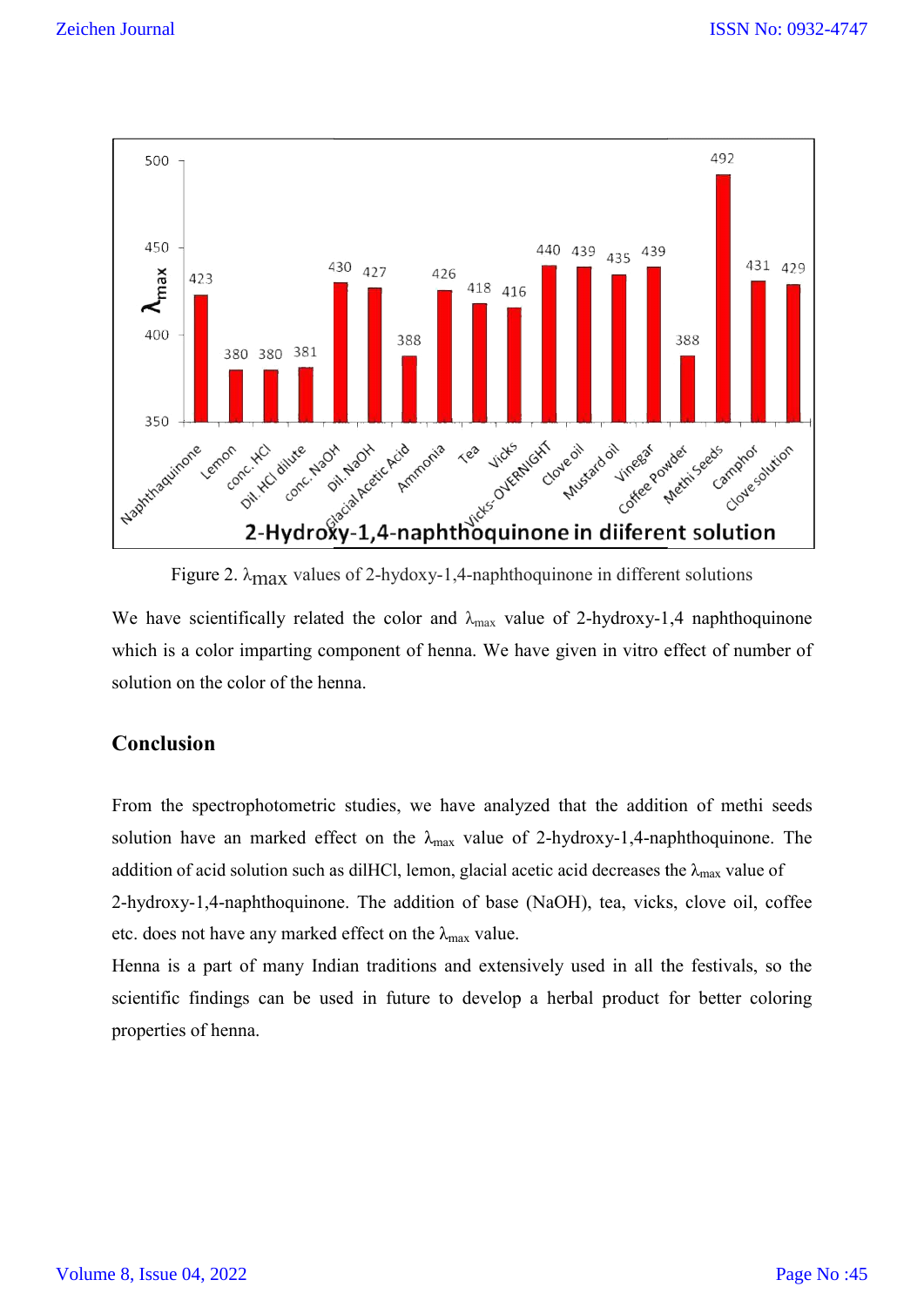Figure 2. $\lambda_{max}$ values of 2-hydoxy-1,4-naphthoquinone in different solutions

We have scientifically related the color and $\lambda_{max}$ value of 2-hydroxy-1,4 naphthoquinone which is a color imparting component of henna. We have given in vitro effect of number of solution on the color of the henna.

## Conclusion

From the spectrophotometric studies, we have analyzed that the addition of methi seeds solution have an marked effect on the $\lambda_{max}$ value of 2-hydroxy-1,4-naphthoquinone. The addition of acid solution such as dilHCl, lemon, glacial acetic acid decreases the $\lambda_{max}$ value of 2-hydroxy-1,4-naphthoquinone. The addition of base (NaOH), tea, vicks, clove oil, coffee etc. does not have any marked effect on the $\lambda_{max}$ value.

Henna is a part of many Indian traditions and extensively used in all the festivals, so the scientific findings can be used in future to develop a herbal product for better coloring properties of henna.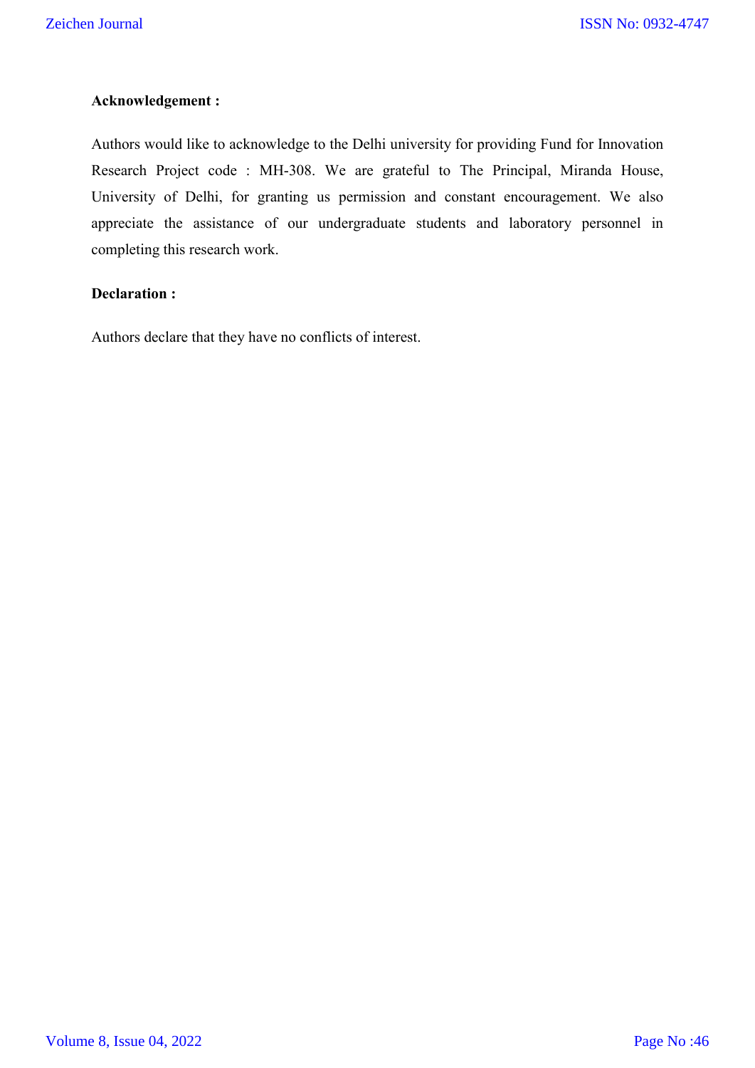**Acknowledgement :**

Authors would like to acknowledge to the Delhi university for providing Fund for Innovation Research Project code : MH-308. We are grateful to The Principal, Miranda House, University of Delhi, for granting us permission and constant encouragement. We also appreciate the assistance of our undergraduate students and laboratory personnel in completing this research work.

**Declaration :**

Authors declare that they have no conflicts of interest.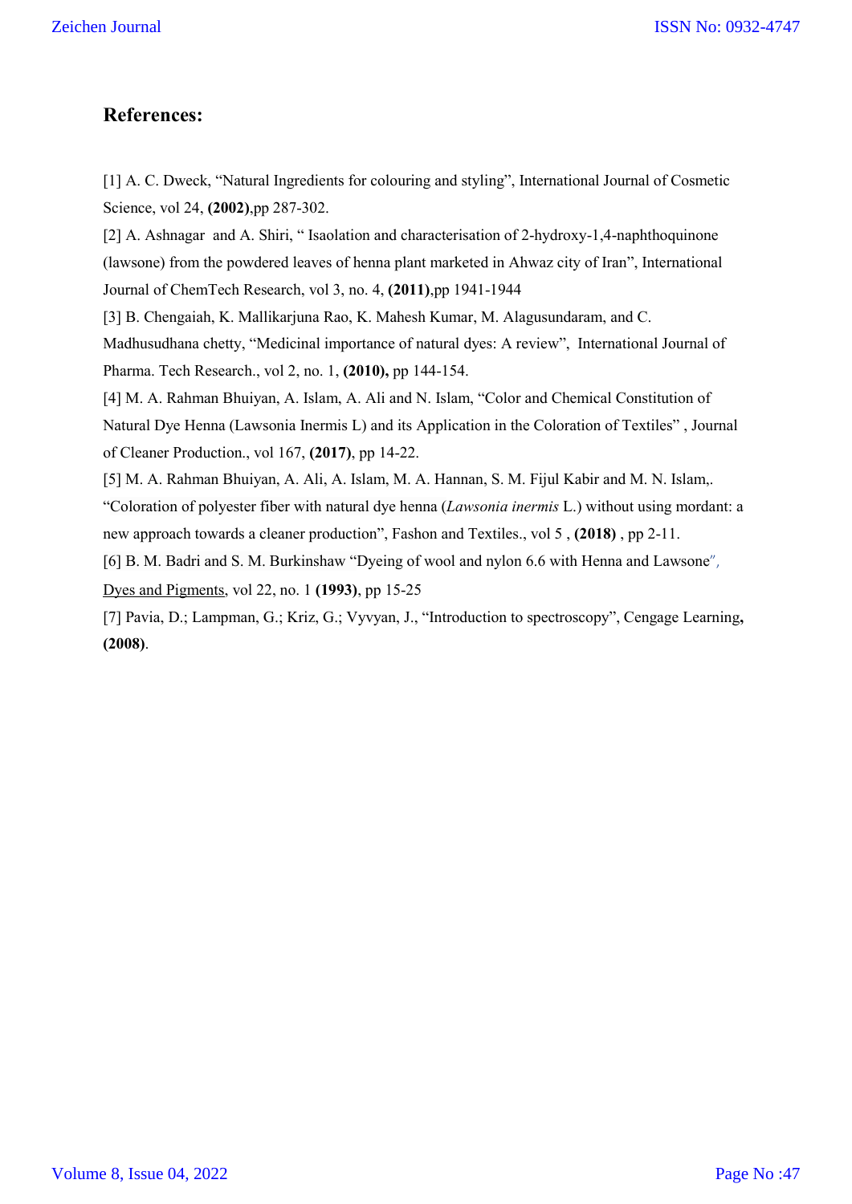## References:

[1] A. C. Dweck, “Natural Ingredients for colouring and styling”, International Journal of Cosmetic Science, vol 24, **(2002)**,pp 287-302.

[2] A. Ashnagar and A. Shiri, “ Isaolation and characterisation of 2-hydroxy-1,4-naphthoquinone (lawsone) from the powdered leaves of henna plant marketed in Ahwaz city of Iran”, International Journal of ChemTech Research, vol 3, no. 4, **(2011)**,pp 1941-1944

[3] B. Chengaiah, K. Mallikarjuna Rao, K. Mahesh Kumar, M. Alagusundaram, and C. Madhusudhana chetty, “Medicinal importance of natural dyes: A review”, International Journal of Pharma. Tech Research., vol 2, no. 1, **(2010),** pp 144-154.

[4] M. A. Rahman Bhuiyan, A. Islam, A. Ali and N. Islam, “Color and Chemical Constitution of Natural Dye Henna (Lawsonia Inermis L) and its Application in the Coloration of Textiles” , Journal of Cleaner Production., vol 167, **(2017)**, pp 14-22.

[5] M. A. Rahman Bhuiyan, A. Ali, A. Islam, M. A. Hannan, S. M. Fijul Kabir and M. N. Islam,. “Coloration of polyester fiber with natural dye henna (*Lawsonia inermis* L.) without using mordant: a new approach towards a cleaner production”, Fashon and Textiles., vol 5 , **(2018)** , pp 2-11.

[6] B. M. Badri and S. M. Burkinshaw “Dyeing of wool and nylon 6.6 with Henna and Lawsone”, Dyes and Pigments, vol 22, no. 1 **(1993)**, pp 15-25

[7] Pavia, D.; Lampman, G.; Kriz, G.; Vyvyan, J., “Introduction to spectroscopy”, Cengage Learning**, (2008)**.